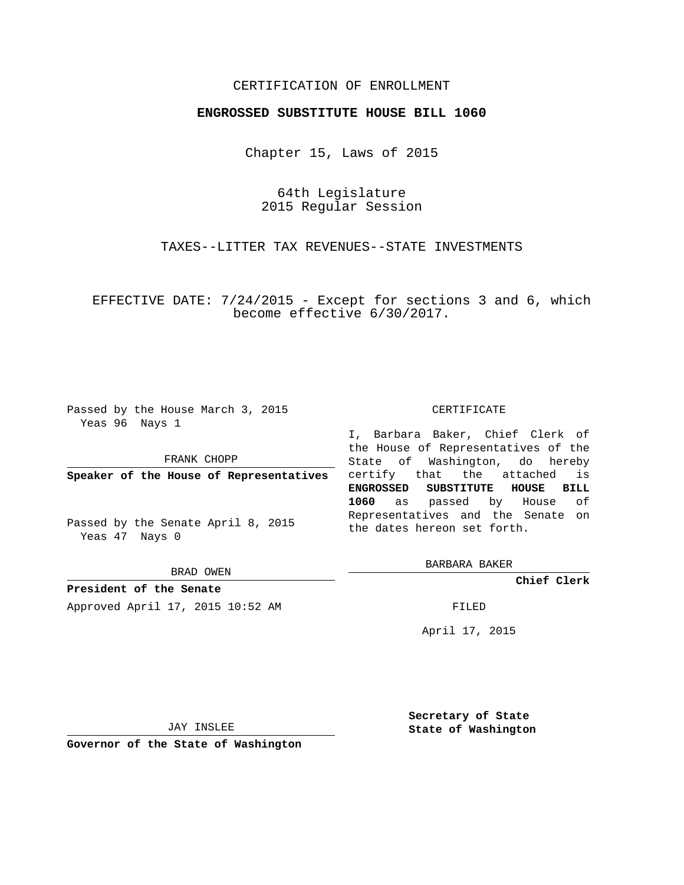CERTIFICATION OF ENROLLMENT

**ENGROSSED SUBSTITUTE HOUSE BILL 1060**

Chapter 15, Laws of 2015

64th Legislature
2015 Regular Session

TAXES--LITTER TAX REVENUES--STATE INVESTMENTS

EFFECTIVE DATE: 7/24/2015 - Except for sections 3 and 6, which become effective 6/30/2017.

Passed by the House March 3, 2015
Yeas 96 Nays 1

FRANK CHOPP

**Speaker of the House of Representatives**

Passed by the Senate April 8, 2015
Yeas 47 Nays 0

BRAD OWEN

**President of the Senate**

Approved April 17, 2015 10:52 AM

JAY INSLEE

**Governor of the State of Washington**

CERTIFICATE

I, Barbara Baker, Chief Clerk of the House of Representatives of the State of Washington, do hereby certify that the attached is **ENGROSSED SUBSTITUTE HOUSE BILL 1060** as passed by House of Representatives and the Senate on the dates hereon set forth.

BARBARA BAKER

**Chief Clerk**

FILED

April 17, 2015

**Secretary of State**
**State of Washington**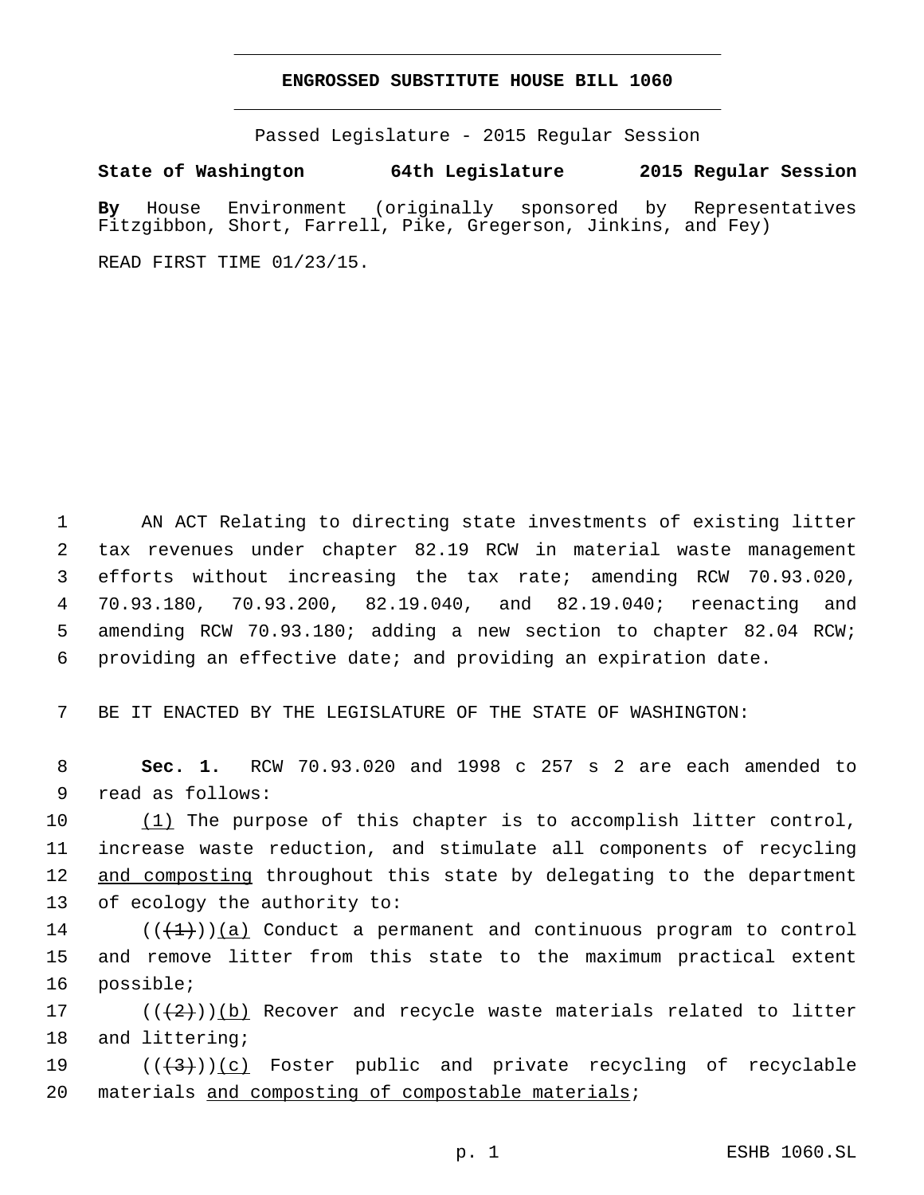**ENGROSSED SUBSTITUTE HOUSE BILL 1060**

Passed Legislature - 2015 Regular Session

**State of Washington 64th Legislature 2015 Regular Session**

**By** House Environment (originally sponsored by Representatives Fitzgibbon, Short, Farrell, Pike, Gregerson, Jinkins, and Fey)

READ FIRST TIME 01/23/15.

1 AN ACT Relating to directing state investments of existing litter
2 tax revenues under chapter 82.19 RCW in material waste management
3 efforts without increasing the tax rate; amending RCW 70.93.020,
4 70.93.180, 70.93.200, 82.19.040, and 82.19.040; reenacting and
5 amending RCW 70.93.180; adding a new section to chapter 82.04 RCW;
6 providing an effective date; and providing an expiration date.

7 BE IT ENACTED BY THE LEGISLATURE OF THE STATE OF WASHINGTON:

8 **Sec. 1.** RCW 70.93.020 and 1998 c 257 s 2 are each amended to
9 read as follows:

10 (1) The purpose of this chapter is to accomplish litter control,
11 increase waste reduction, and stimulate all components of recycling
12 and composting throughout this state by delegating to the department
13 of ecology the authority to:

14 ((~~(1)~~))(a) Conduct a permanent and continuous program to control
15 and remove litter from this state to the maximum practical extent
16 possible;

17 ((~~(2)~~))(b) Recover and recycle waste materials related to litter
18 and littering;

19 ((~~(3)~~))(c) Foster public and private recycling of recyclable
20 materials and composting of compostable materials;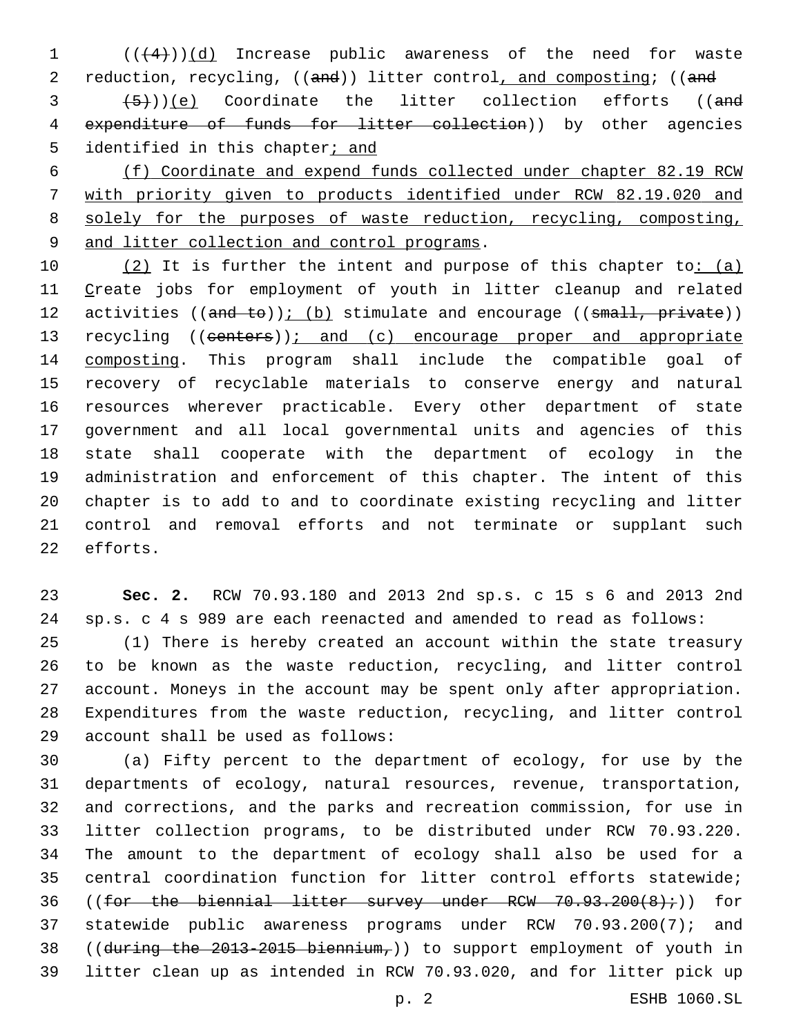(((4)))(d) Increase public awareness of the need for waste reduction, recycling, ((and)) litter control, and composting; ((and

(5)))(e) Coordinate the litter collection efforts ((and expenditure of funds for litter collection)) by other agencies identified in this chapter; and

(f) Coordinate and expend funds collected under chapter 82.19 RCW with priority given to products identified under RCW 82.19.020 and solely for the purposes of waste reduction, recycling, composting, and litter collection and control programs.

(2) It is further the intent and purpose of this chapter to: (a) Create jobs for employment of youth in litter cleanup and related activities ((and to)); (b) stimulate and encourage ((small, private)) recycling ((centers)); and (c) encourage proper and appropriate composting. This program shall include the compatible goal of recovery of recyclable materials to conserve energy and natural resources wherever practicable. Every other department of state government and all local governmental units and agencies of this state shall cooperate with the department of ecology in the administration and enforcement of this chapter. The intent of this chapter is to add to and to coordinate existing recycling and litter control and removal efforts and not terminate or supplant such efforts.

**Sec. 2.** RCW 70.93.180 and 2013 2nd sp.s. c 15 s 6 and 2013 2nd sp.s. c 4 s 989 are each reenacted and amended to read as follows:

(1) There is hereby created an account within the state treasury to be known as the waste reduction, recycling, and litter control account. Moneys in the account may be spent only after appropriation. Expenditures from the waste reduction, recycling, and litter control account shall be used as follows:

(a) Fifty percent to the department of ecology, for use by the departments of ecology, natural resources, revenue, transportation, and corrections, and the parks and recreation commission, for use in litter collection programs, to be distributed under RCW 70.93.220. The amount to the department of ecology shall also be used for a central coordination function for litter control efforts statewide; ((for the biennial litter survey under RCW 70.93.200(8);)) for statewide public awareness programs under RCW 70.93.200(7); and ((during the 2013-2015 biennium,)) to support employment of youth in litter clean up as intended in RCW 70.93.020, and for litter pick up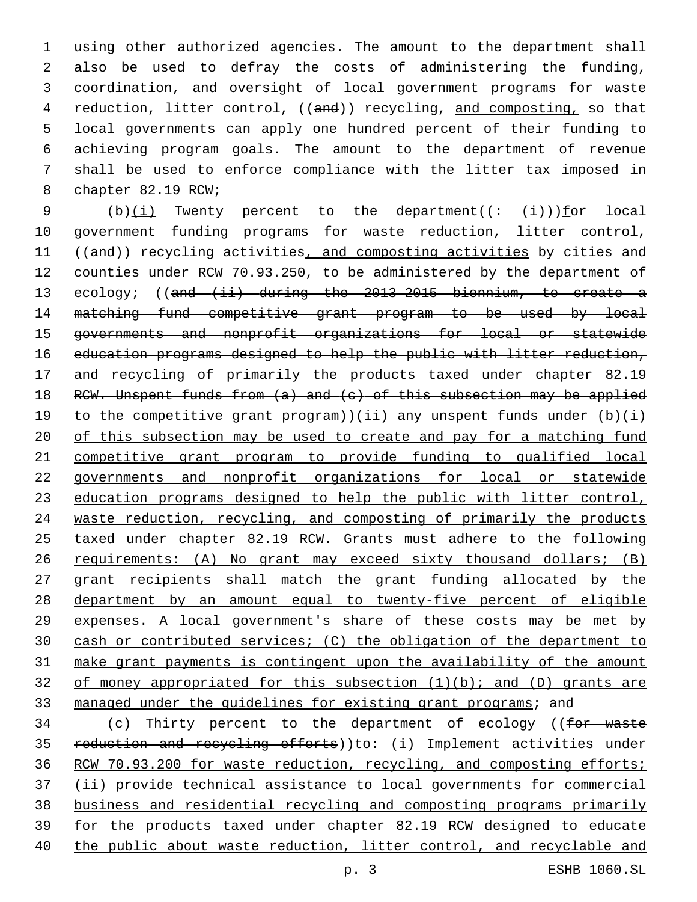using other authorized agencies. The amount to the department shall also be used to defray the costs of administering the funding, coordination, and oversight of local government programs for waste reduction, litter control, ((and)) recycling, and composting, so that local governments can apply one hundred percent of their funding to achieving program goals. The amount to the department of revenue shall be used to enforce compliance with the litter tax imposed in chapter 82.19 RCW;

(b)(i) Twenty percent to the department((: (i)))for local government funding programs for waste reduction, litter control, ((and)) recycling activities, and composting activities by cities and counties under RCW 70.93.250, to be administered by the department of ecology; ((and (ii) during the 2013-2015 biennium, to create a matching fund competitive grant program to be used by local governments and nonprofit organizations for local or statewide education programs designed to help the public with litter reduction, and recycling of primarily the products taxed under chapter 82.19 RCW. Unspent funds from (a) and (c) of this subsection may be applied to the competitive grant program))(ii) any unspent funds under (b)(i) of this subsection may be used to create and pay for a matching fund competitive grant program to provide funding to qualified local governments and nonprofit organizations for local or statewide education programs designed to help the public with litter control, waste reduction, recycling, and composting of primarily the products taxed under chapter 82.19 RCW. Grants must adhere to the following requirements: (A) No grant may exceed sixty thousand dollars; (B) grant recipients shall match the grant funding allocated by the department by an amount equal to twenty-five percent of eligible expenses. A local government's share of these costs may be met by cash or contributed services; (C) the obligation of the department to make grant payments is contingent upon the availability of the amount of money appropriated for this subsection (1)(b); and (D) grants are managed under the guidelines for existing grant programs; and

(c) Thirty percent to the department of ecology ((for waste reduction and recycling efforts))to: (i) Implement activities under RCW 70.93.200 for waste reduction, recycling, and composting efforts; (ii) provide technical assistance to local governments for commercial business and residential recycling and composting programs primarily for the products taxed under chapter 82.19 RCW designed to educate the public about waste reduction, litter control, and recyclable and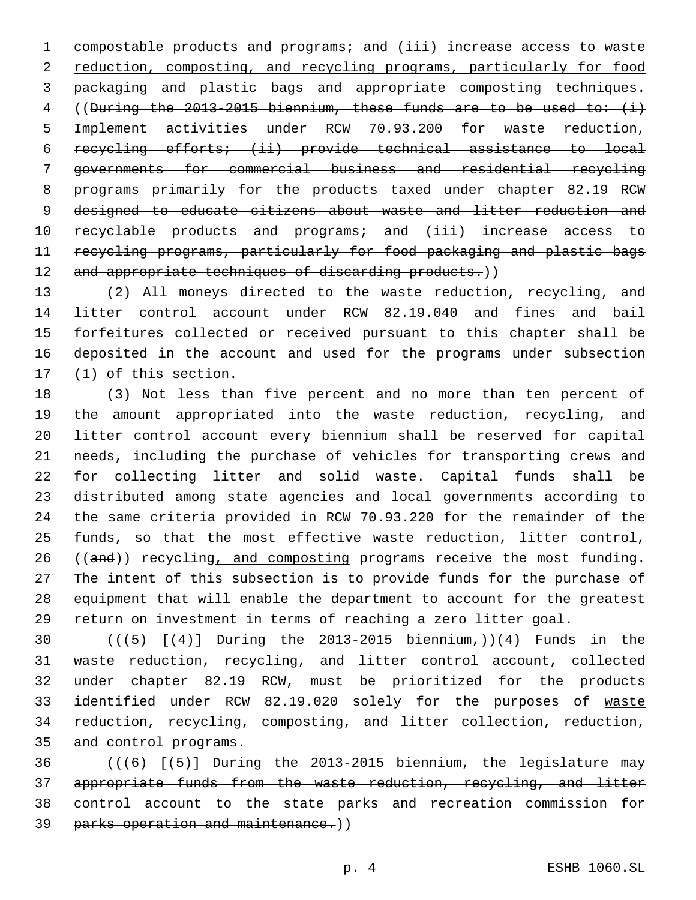compostable products and programs; and (iii) increase access to waste reduction, composting, and recycling programs, particularly for food packaging and plastic bags and appropriate composting techniques. ((During the 2013-2015 biennium, these funds are to be used to: (i) Implement activities under RCW 70.93.200 for waste reduction, recycling efforts; (ii) provide technical assistance to local governments for commercial business and residential recycling programs primarily for the products taxed under chapter 82.19 RCW designed to educate citizens about waste and litter reduction and recyclable products and programs; and (iii) increase access to recycling programs, particularly for food packaging and plastic bags and appropriate techniques of discarding products.))

(2) All moneys directed to the waste reduction, recycling, and litter control account under RCW 82.19.040 and fines and bail forfeitures collected or received pursuant to this chapter shall be deposited in the account and used for the programs under subsection (1) of this section.

(3) Not less than five percent and no more than ten percent of the amount appropriated into the waste reduction, recycling, and litter control account every biennium shall be reserved for capital needs, including the purchase of vehicles for transporting crews and for collecting litter and solid waste. Capital funds shall be distributed among state agencies and local governments according to the same criteria provided in RCW 70.93.220 for the remainder of the funds, so that the most effective waste reduction, litter control, ((and)) recycling, and composting programs receive the most funding. The intent of this subsection is to provide funds for the purchase of equipment that will enable the department to account for the greatest return on investment in terms of reaching a zero litter goal.

(((5) [(4)] During the 2013-2015 biennium,))(4) Funds in the waste reduction, recycling, and litter control account, collected under chapter 82.19 RCW, must be prioritized for the products identified under RCW 82.19.020 solely for the purposes of waste reduction, recycling, composting, and litter collection, reduction, and control programs.

(((6) [(5)] During the 2013-2015 biennium, the legislature may appropriate funds from the waste reduction, recycling, and litter control account to the state parks and recreation commission for parks operation and maintenance.))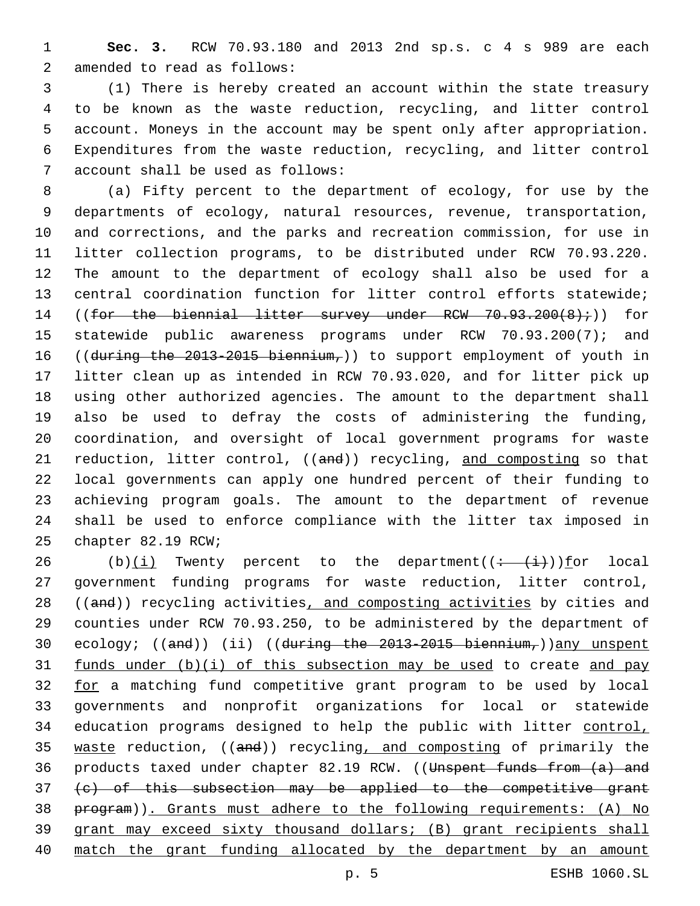**Sec. 3.** RCW 70.93.180 and 2013 2nd sp.s. c 4 s 989 are each amended to read as follows:

(1) There is hereby created an account within the state treasury to be known as the waste reduction, recycling, and litter control account. Moneys in the account may be spent only after appropriation. Expenditures from the waste reduction, recycling, and litter control account shall be used as follows:

(a) Fifty percent to the department of ecology, for use by the departments of ecology, natural resources, revenue, transportation, and corrections, and the parks and recreation commission, for use in litter collection programs, to be distributed under RCW 70.93.220. The amount to the department of ecology shall also be used for a central coordination function for litter control efforts statewide; ((~~for the biennial litter survey under RCW 70.93.200(8);~~)) for statewide public awareness programs under RCW 70.93.200(7); and ((~~during the 2013-2015 biennium,~~)) to support employment of youth in litter clean up as intended in RCW 70.93.020, and for litter pick up using other authorized agencies. The amount to the department shall also be used to defray the costs of administering the funding, coordination, and oversight of local government programs for waste reduction, litter control, ((~~and~~)) recycling, <u>and composting</u> so that local governments can apply one hundred percent of their funding to achieving program goals. The amount to the department of revenue shall be used to enforce compliance with the litter tax imposed in chapter 82.19 RCW;

(b)<u>(i)</u> Twenty percent to the department((~~: (i)~~))<u>f</u>or local government funding programs for waste reduction, litter control, ((~~and~~)) recycling activities<u>, and composting activities</u> by cities and counties under RCW 70.93.250, to be administered by the department of ecology; ((~~and~~)) (ii) ((~~during the 2013-2015 biennium,~~))<u>any unspent funds under (b)(i) of this subsection may be used</u> to create <u>and pay for</u> a matching fund competitive grant program to be used by local governments and nonprofit organizations for local or statewide education programs designed to help the public with litter <u>control, waste</u> reduction, ((~~and~~)) recycling<u>, and composting</u> of primarily the products taxed under chapter 82.19 RCW. ((~~Unspent funds from (a) and (c) of this subsection may be applied to the competitive grant program~~))<u>. Grants must adhere to the following requirements: (A) No grant may exceed sixty thousand dollars; (B) grant recipients shall match the grant funding allocated by the department by an amount</u>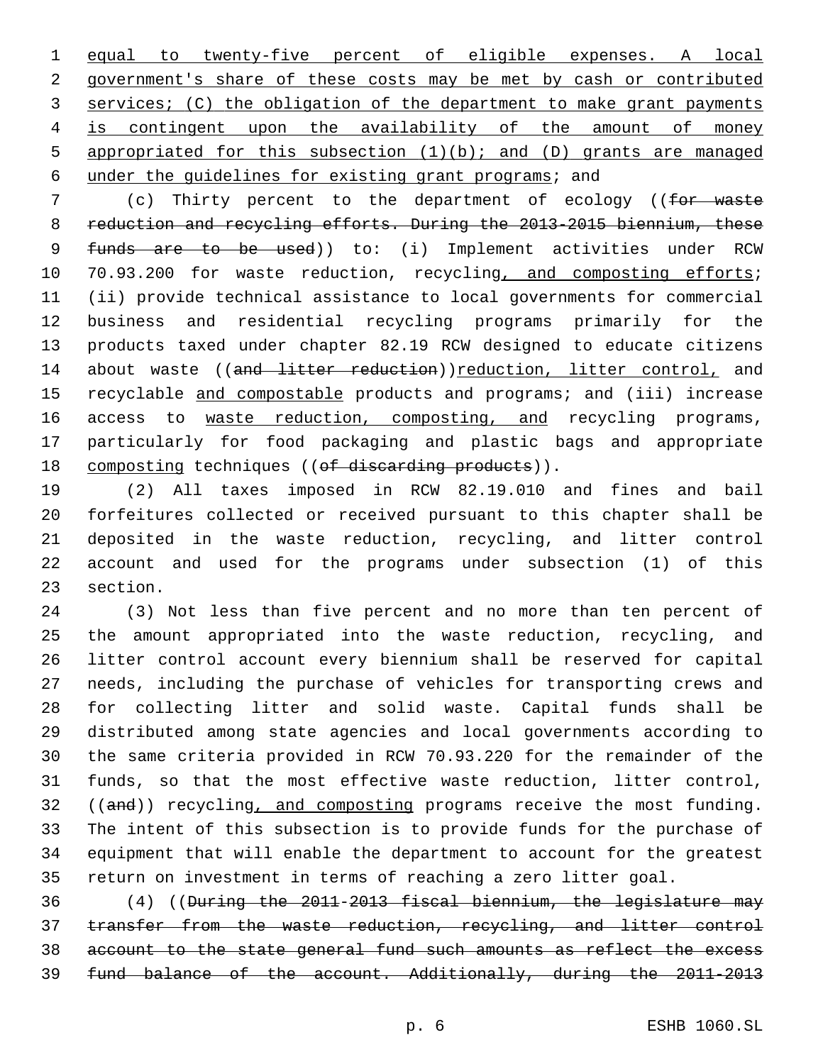equal to twenty-five percent of eligible expenses. A local government's share of these costs may be met by cash or contributed services; (C) the obligation of the department to make grant payments is contingent upon the availability of the amount of money appropriated for this subsection (1)(b); and (D) grants are managed under the guidelines for existing grant programs; and

(c) Thirty percent to the department of ecology ((~~for waste reduction and recycling efforts. During the 2013-2015 biennium, these funds are to be used~~)) to: (i) Implement activities under RCW 70.93.200 for waste reduction, recycling, and composting efforts; (ii) provide technical assistance to local governments for commercial business and residential recycling programs primarily for the products taxed under chapter 82.19 RCW designed to educate citizens about waste ((~~and litter reduction~~))reduction, litter control, and recyclable and compostable products and programs; and (iii) increase access to waste reduction, composting, and recycling programs, particularly for food packaging and plastic bags and appropriate composting techniques ((~~of discarding products~~)).

(2) All taxes imposed in RCW 82.19.010 and fines and bail forfeitures collected or received pursuant to this chapter shall be deposited in the waste reduction, recycling, and litter control account and used for the programs under subsection (1) of this section.

(3) Not less than five percent and no more than ten percent of the amount appropriated into the waste reduction, recycling, and litter control account every biennium shall be reserved for capital needs, including the purchase of vehicles for transporting crews and for collecting litter and solid waste. Capital funds shall be distributed among state agencies and local governments according to the same criteria provided in RCW 70.93.220 for the remainder of the funds, so that the most effective waste reduction, litter control, ((~~and~~)) recycling, and composting programs receive the most funding. The intent of this subsection is to provide funds for the purchase of equipment that will enable the department to account for the greatest return on investment in terms of reaching a zero litter goal.

(4) ((~~During the 2011-2013 fiscal biennium, the legislature may transfer from the waste reduction, recycling, and litter control account to the state general fund such amounts as reflect the excess fund balance of the account. Additionally, during the 2011-2013~~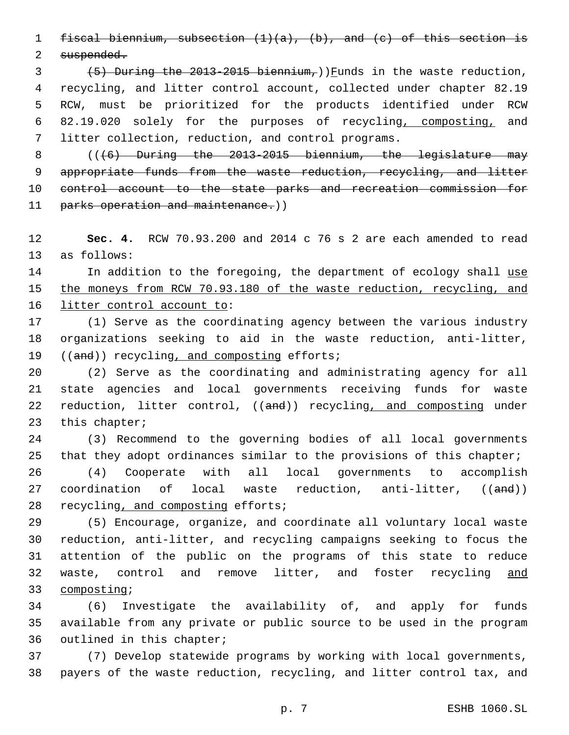~~fiscal biennium, subsection (1)(a), (b), and (c) of this section is suspended.~~

~~(5) During the 2013-2015 biennium,~~)) <u>F</u>unds in the waste reduction, recycling, and litter control account, collected under chapter 82.19 RCW, must be prioritized for the products identified under RCW 82.19.020 solely for the purposes of recycling<u>, composting,</u> and litter collection, reduction, and control programs.

((~~(6) During the 2013-2015 biennium, the legislature may appropriate funds from the waste reduction, recycling, and litter control account to the state parks and recreation commission for parks operation and maintenance.~~))

**Sec. 4.** RCW 70.93.200 and 2014 c 76 s 2 are each amended to read as follows:

In addition to the foregoing, the department of ecology shall <u>use the moneys from RCW 70.93.180 of the waste reduction, recycling, and litter control account to</u>:

(1) Serve as the coordinating agency between the various industry organizations seeking to aid in the waste reduction, anti-litter, ((~~and~~)) recycling<u>, and composting</u> efforts;

(2) Serve as the coordinating and administrating agency for all state agencies and local governments receiving funds for waste reduction, litter control, ((~~and~~)) recycling<u>, and composting</u> under this chapter;

(3) Recommend to the governing bodies of all local governments that they adopt ordinances similar to the provisions of this chapter;

(4) Cooperate with all local governments to accomplish coordination of local waste reduction, anti-litter, ((~~and~~)) recycling<u>, and composting</u> efforts;

(5) Encourage, organize, and coordinate all voluntary local waste reduction, anti-litter, and recycling campaigns seeking to focus the attention of the public on the programs of this state to reduce waste, control and remove litter, and foster recycling <u>and composting</u>;

(6) Investigate the availability of, and apply for funds available from any private or public source to be used in the program outlined in this chapter;

(7) Develop statewide programs by working with local governments, payers of the waste reduction, recycling, and litter control tax, and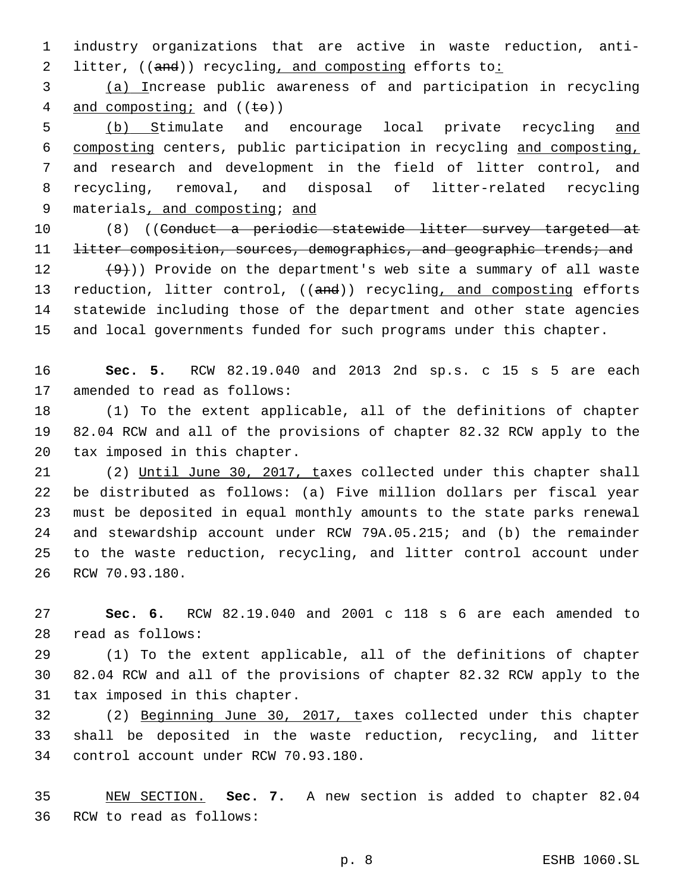industry organizations that are active in waste reduction, anti-litter, ((~~and~~)) recycling, and composting efforts to:

(a) Increase public awareness of and participation in recycling and composting; and ((~~to~~))

(b) Stimulate and encourage local private recycling and composting centers, public participation in recycling and composting, and research and development in the field of litter control, and recycling, removal, and disposal of litter-related recycling materials, and composting; and

(8) ((~~Conduct a periodic statewide litter survey targeted at litter composition, sources, demographics, and geographic trends; and~~

~~(9)~~)) Provide on the department's web site a summary of all waste reduction, litter control, ((~~and~~)) recycling, and composting efforts statewide including those of the department and other state agencies and local governments funded for such programs under this chapter.

**Sec. 5.** RCW 82.19.040 and 2013 2nd sp.s. c 15 s 5 are each amended to read as follows:

(1) To the extent applicable, all of the definitions of chapter 82.04 RCW and all of the provisions of chapter 82.32 RCW apply to the tax imposed in this chapter.

(2) Until June 30, 2017, taxes collected under this chapter shall be distributed as follows: (a) Five million dollars per fiscal year must be deposited in equal monthly amounts to the state parks renewal and stewardship account under RCW 79A.05.215; and (b) the remainder to the waste reduction, recycling, and litter control account under RCW 70.93.180.

**Sec. 6.** RCW 82.19.040 and 2001 c 118 s 6 are each amended to read as follows:

(1) To the extent applicable, all of the definitions of chapter 82.04 RCW and all of the provisions of chapter 82.32 RCW apply to the tax imposed in this chapter.

(2) Beginning June 30, 2017, taxes collected under this chapter shall be deposited in the waste reduction, recycling, and litter control account under RCW 70.93.180.

NEW SECTION. **Sec. 7.** A new section is added to chapter 82.04 RCW to read as follows: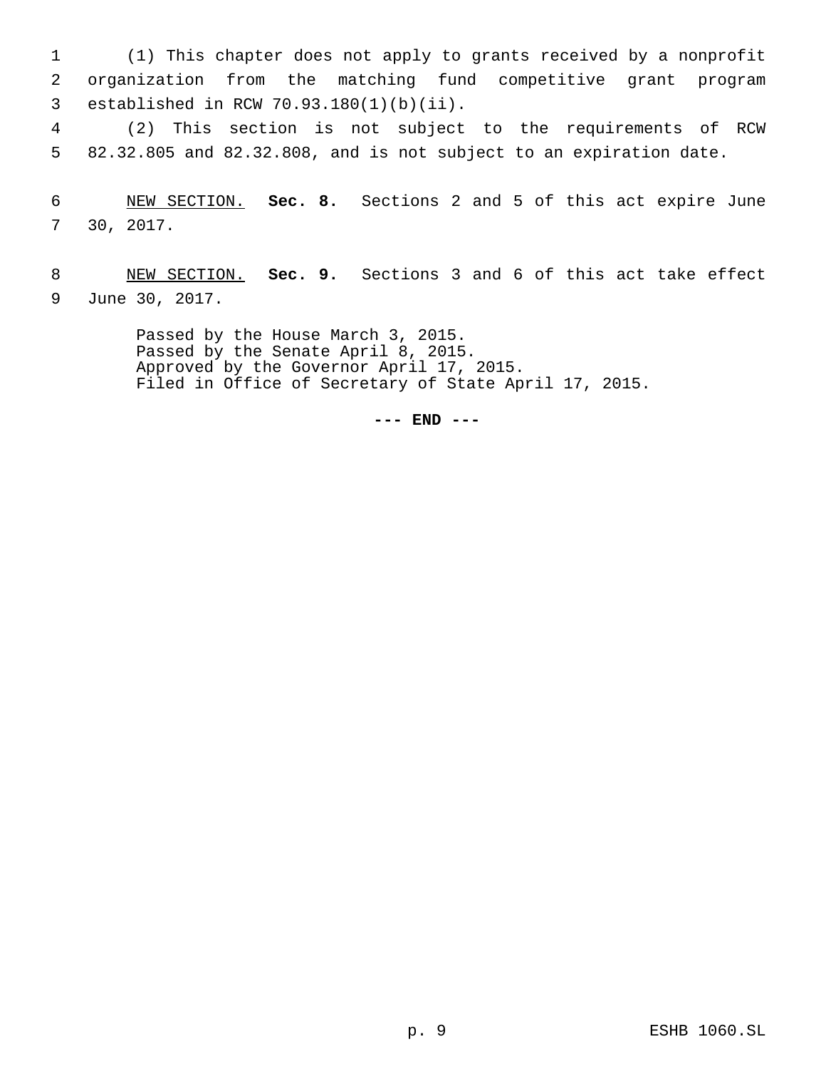(1) This chapter does not apply to grants received by a nonprofit organization from the matching fund competitive grant program established in RCW 70.93.180(1)(b)(ii).

(2) This section is not subject to the requirements of RCW 82.32.805 and 82.32.808, and is not subject to an expiration date.

NEW SECTION. **Sec. 8.** Sections 2 and 5 of this act expire June 30, 2017.

NEW SECTION. **Sec. 9.** Sections 3 and 6 of this act take effect June 30, 2017.

Passed by the House March 3, 2015.
Passed by the Senate April 8, 2015.
Approved by the Governor April 17, 2015.
Filed in Office of Secretary of State April 17, 2015.

**--- END ---**